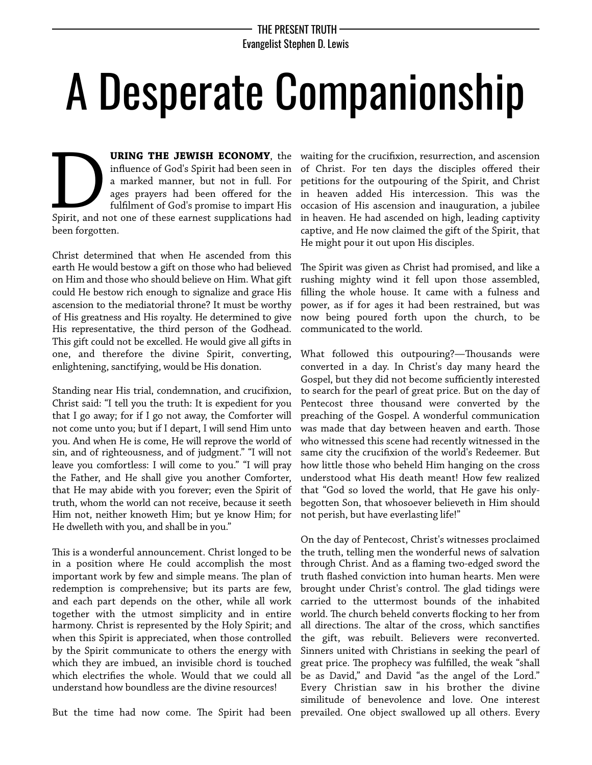THE PRESENT TRUTH
Evangelist Stephen D. Lewis

# A Desperate Companionship

**DURING THE JEWISH ECONOMY**, the influence of God's Spirit had been seen in a marked manner, but not in full. For ages prayers had been offered for the fulfilment of God's promise to impart His Spirit, and not one of these earnest supplications had been forgotten.

Christ determined that when He ascended from this earth He would bestow a gift on those who had believed on Him and those who should believe on Him. What gift could He bestow rich enough to signalize and grace His ascension to the mediatorial throne? It must be worthy of His greatness and His royalty. He determined to give His representative, the third person of the Godhead. This gift could not be excelled. He would give all gifts in one, and therefore the divine Spirit, converting, enlightening, sanctifying, would be His donation.

Standing near His trial, condemnation, and crucifixion, Christ said: "I tell you the truth: It is expedient for you that I go away; for if I go not away, the Comforter will not come unto you; but if I depart, I will send Him unto you. And when He is come, He will reprove the world of sin, and of righteousness, and of judgment." "I will not leave you comfortless: I will come to you." "I will pray the Father, and He shall give you another Comforter, that He may abide with you forever; even the Spirit of truth, whom the world can not receive, because it seeth Him not, neither knoweth Him; but ye know Him; for He dwelleth with you, and shall be in you."

This is a wonderful announcement. Christ longed to be in a position where He could accomplish the most important work by few and simple means. The plan of redemption is comprehensive; but its parts are few, and each part depends on the other, while all work together with the utmost simplicity and in entire harmony. Christ is represented by the Holy Spirit; and when this Spirit is appreciated, when those controlled by the Spirit communicate to others the energy with which they are imbued, an invisible chord is touched which electrifies the whole. Would that we could all understand how boundless are the divine resources!

But the time had now come. The Spirit had been waiting for the crucifixion, resurrection, and ascension of Christ. For ten days the disciples offered their petitions for the outpouring of the Spirit, and Christ in heaven added His intercession. This was the occasion of His ascension and inauguration, a jubilee in heaven. He had ascended on high, leading captivity captive, and He now claimed the gift of the Spirit, that He might pour it out upon His disciples.

The Spirit was given as Christ had promised, and like a rushing mighty wind it fell upon those assembled, filling the whole house. It came with a fulness and power, as if for ages it had been restrained, but was now being poured forth upon the church, to be communicated to the world.

What followed this outpouring?—Thousands were converted in a day. In Christ's day many heard the Gospel, but they did not become sufficiently interested to search for the pearl of great price. But on the day of Pentecost three thousand were converted by the preaching of the Gospel. A wonderful communication was made that day between heaven and earth. Those who witnessed this scene had recently witnessed in the same city the crucifixion of the world's Redeemer. But how little those who beheld Him hanging on the cross understood what His death meant! How few realized that "God so loved the world, that He gave his only-begotten Son, that whosoever believeth in Him should not perish, but have everlasting life!"

On the day of Pentecost, Christ's witnesses proclaimed the truth, telling men the wonderful news of salvation through Christ. And as a flaming two-edged sword the truth flashed conviction into human hearts. Men were brought under Christ's control. The glad tidings were carried to the uttermost bounds of the inhabited world. The church beheld converts flocking to her from all directions. The altar of the cross, which sanctifies the gift, was rebuilt. Believers were reconverted. Sinners united with Christians in seeking the pearl of great price. The prophecy was fulfilled, the weak "shall be as David," and David "as the angel of the Lord." Every Christian saw in his brother the divine similitude of benevolence and love. One interest prevailed. One object swallowed up all others. Every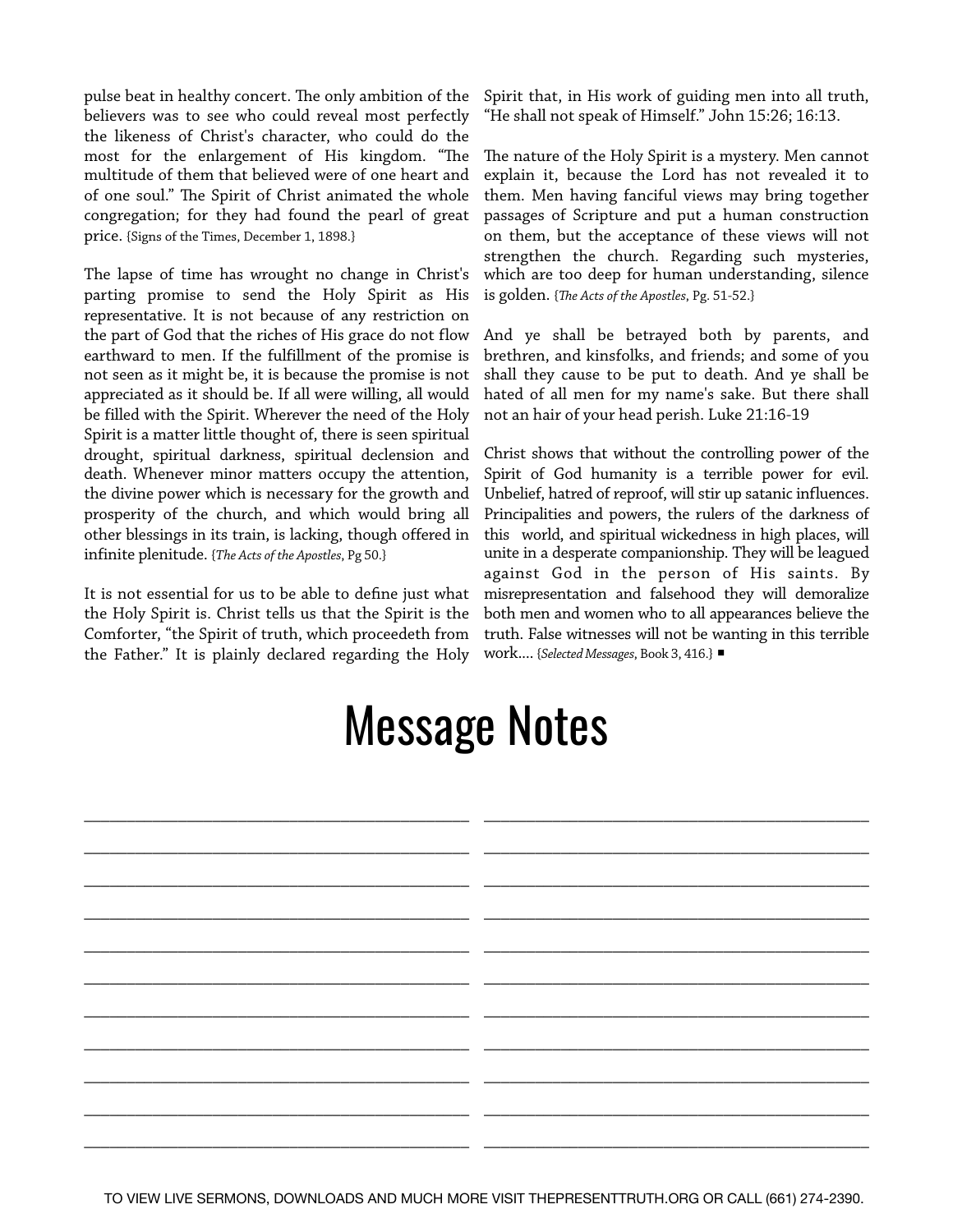pulse beat in healthy concert. The only ambition of the believers was to see who could reveal most perfectly the likeness of Christ's character, who could do the most for the enlargement of His kingdom. "The multitude of them that believed were of one heart and of one soul." The Spirit of Christ animated the whole congregation; for they had found the pearl of great price. {Signs of the Times, December 1, 1898.}

The lapse of time has wrought no change in Christ's parting promise to send the Holy Spirit as His representative. It is not because of any restriction on the part of God that the riches of His grace do not flow earthward to men. If the fulfillment of the promise is not seen as it might be, it is because the promise is not appreciated as it should be. If all were willing, all would be filled with the Spirit. Wherever the need of the Holy Spirit is a matter little thought of, there is seen spiritual drought, spiritual darkness, spiritual declension and death. Whenever minor matters occupy the attention, the divine power which is necessary for the growth and prosperity of the church, and which would bring all other blessings in its train, is lacking, though offered in infinite plenitude. {*The Acts of the Apostles*, Pg 50.}

It is not essential for us to be able to define just what the Holy Spirit is. Christ tells us that the Spirit is the Comforter, "the Spirit of truth, which proceedeth from the Father." It is plainly declared regarding the Holy Spirit that, in His work of guiding men into all truth, "He shall not speak of Himself." John 15:26; 16:13.

The nature of the Holy Spirit is a mystery. Men cannot explain it, because the Lord has not revealed it to them. Men having fanciful views may bring together passages of Scripture and put a human construction on them, but the acceptance of these views will not strengthen the church. Regarding such mysteries, which are too deep for human understanding, silence is golden. {*The Acts of the Apostles*, Pg. 51-52.}

And ye shall be betrayed both by parents, and brethren, and kinsfolks, and friends; and some of you shall they cause to be put to death. And ye shall be hated of all men for my name's sake. But there shall not an hair of your head perish. Luke 21:16-19

Christ shows that without the controlling power of the Spirit of God humanity is a terrible power for evil. Unbelief, hatred of reproof, will stir up satanic influences. Principalities and powers, the rulers of the darkness of this world, and spiritual wickedness in high places, will unite in a desperate companionship. They will be leagued against God in the person of His saints. By misrepresentation and falsehood they will demoralize both men and women who to all appearances believe the truth. False witnesses will not be wanting in this terrible work.... {*Selected Messages*, Book 3, 416.} ■

# Message Notes

TO VIEW LIVE SERMONS, DOWNLOADS AND MUCH MORE VISIT THEPRESENTTRUTH.ORG OR CALL (661) 274-2390.